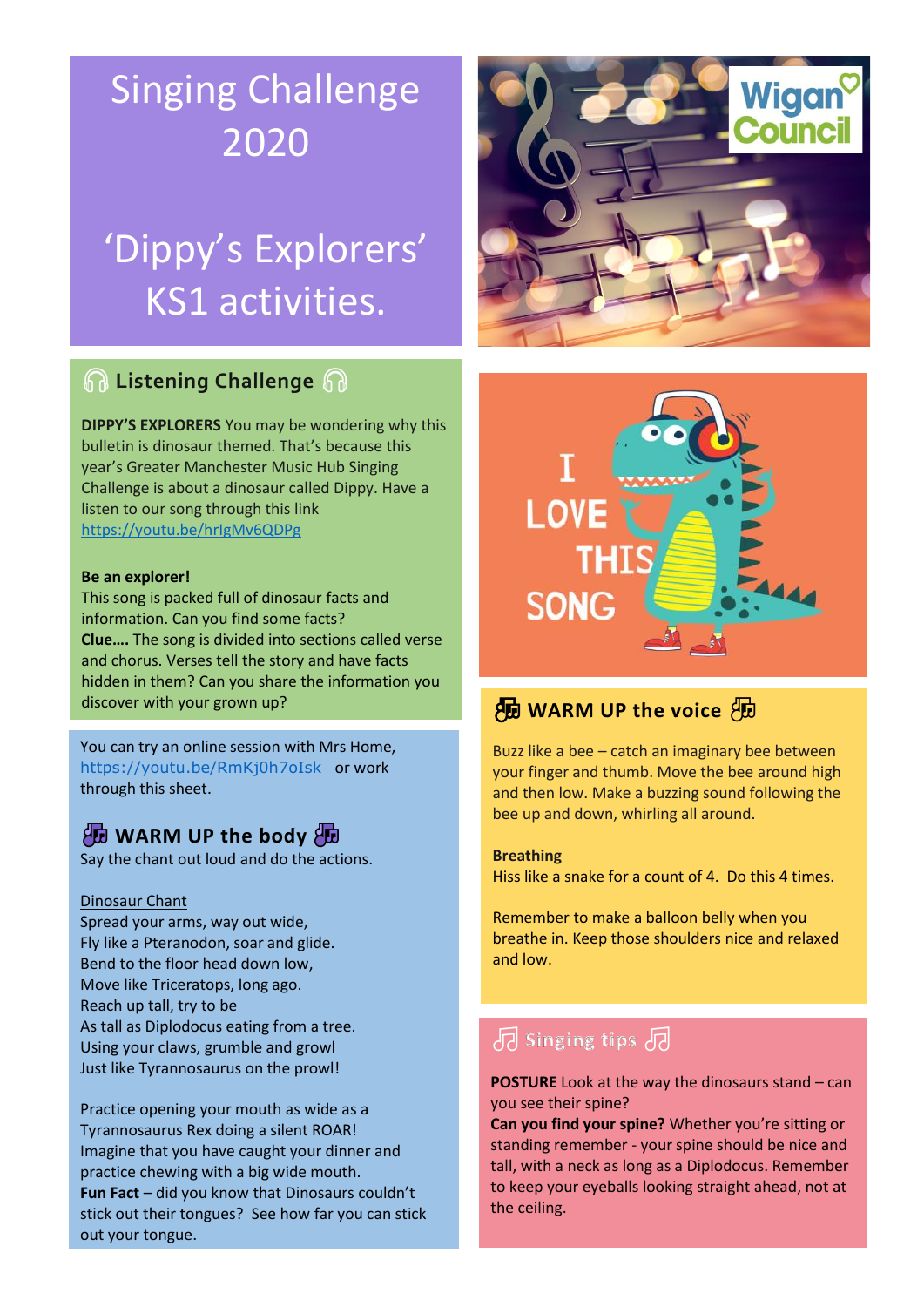# Singing Challenge 2020

# 'Dippy's Explorers' KS1 activities.

## 🎧 Listening Challenge 🎧

**DIPPY'S EXPLORERS** You may be wondering why this bulletin is dinosaur themed. That's because this year's Greater Manchester Music Hub Singing Challenge is about a dinosaur called Dippy. Have a listen to our song through this link https://youtu.be/hrlgMv6QDPg

**Be an explorer!**

This song is packed full of dinosaur facts and information. Can you find some facts?

**Clue….** The song is divided into sections called verse and chorus. Verses tell the story and have facts hidden in them? Can you share the information you discover with your grown up?

You can try an online session with Mrs Home, https://youtu.be/RmKj0h7oIsk or work through this sheet.

## WARM UP the body

Say the chant out loud and do the actions.

Dinosaur Chant

Spread your arms, way out wide,
Fly like a Pteranodon, soar and glide.
Bend to the floor head down low,
Move like Triceratops, long ago.
Reach up tall, try to be
As tall as Diplodocus eating from a tree.
Using your claws, grumble and growl
Just like Tyrannosaurus on the prowl!

Practice opening your mouth as wide as a Tyrannosaurus Rex doing a silent ROAR! Imagine that you have caught your dinner and practice chewing with a big wide mouth.

**Fun Fact** – did you know that Dinosaurs couldn't stick out their tongues? See how far you can stick out your tongue.

I LOVE THIS SONG

## WARM UP the voice

Buzz like a bee – catch an imaginary bee between your finger and thumb. Move the bee around high and then low. Make a buzzing sound following the bee up and down, whirling all around.

**Breathing**

Hiss like a snake for a count of 4. Do this 4 times.

Remember to make a balloon belly when you breathe in. Keep those shoulders nice and relaxed and low.

## Singing tips

**POSTURE** Look at the way the dinosaurs stand – can you see their spine?

**Can you find your spine?** Whether you're sitting or standing remember - your spine should be nice and tall, with a neck as long as a Diplodocus. Remember to keep your eyeballs looking straight ahead, not at the ceiling.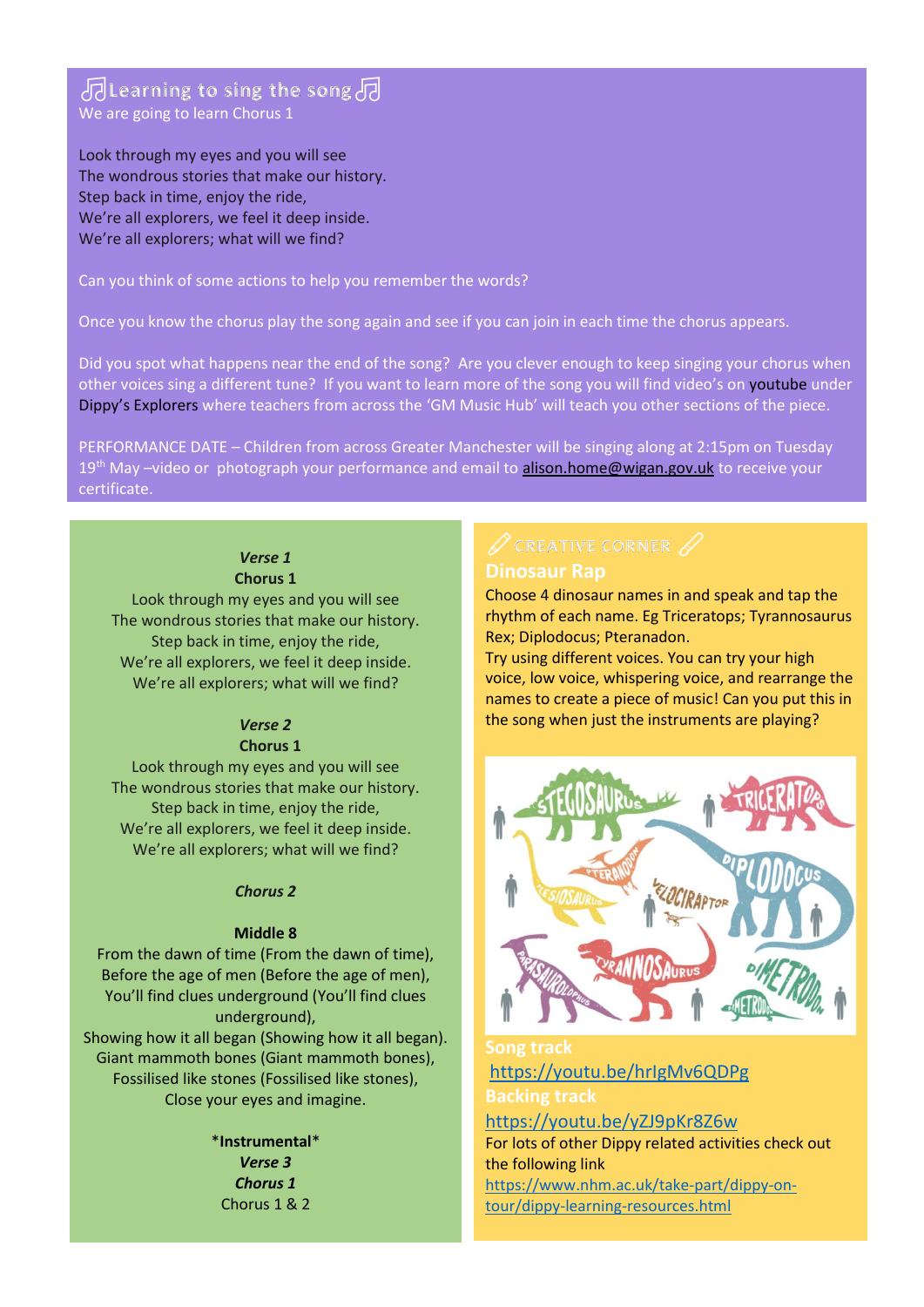## ♫ Learning to sing the song ♫

We are going to learn Chorus 1

Look through my eyes and you will see
The wondrous stories that make our history.
Step back in time, enjoy the ride,
We're all explorers, we feel it deep inside.
We're all explorers; what will we find?

Can you think of some actions to help you remember the words?

Once you know the chorus play the song again and see if you can join in each time the chorus appears.

Did you spot what happens near the end of the song? Are you clever enough to keep singing your chorus when other voices sing a different tune? If you want to learn more of the song you will find video's on youtube under Dippy's Explorers where teachers from across the 'GM Music Hub' will teach you other sections of the piece.

PERFORMANCE DATE – Children from across Greater Manchester will be singing along at 2:15pm on Tuesday 19th May –video or photograph your performance and email to alison.home@wigan.gov.uk to receive your certificate.

***Verse 1***
**Chorus 1**
Look through my eyes and you will see
The wondrous stories that make our history.
Step back in time, enjoy the ride,
We're all explorers, we feel it deep inside.
We're all explorers; what will we find?

***Verse 2***
**Chorus 1**
Look through my eyes and you will see
The wondrous stories that make our history.
Step back in time, enjoy the ride,
We're all explorers, we feel it deep inside.
We're all explorers; what will we find?

***Chorus 2***

**Middle 8**
From the dawn of time (From the dawn of time),
Before the age of men (Before the age of men),
You'll find clues underground (You'll find clues underground),
Showing how it all began (Showing how it all began).
Giant mammoth bones (Giant mammoth bones),
Fossilised like stones (Fossilised like stones),
Close your eyes and imagine.

***Instrumental***
***Verse 3***
***Chorus 1***
Chorus 1 & 2

## CREATIVE CORNER

### Dinosaur Rap

Choose 4 dinosaur names in and speak and tap the rhythm of each name. Eg Triceratops; Tyrannosaurus Rex; Diplodocus; Pteranadon.
Try using different voices. You can try your high voice, low voice, whispering voice, and rearrange the names to create a piece of music! Can you put this in the song when just the instruments are playing?

STEGOSAURUS
TRICERATOPS
PTERANODON
PLESIOSAURUS
DIPLODOCUS
VELOCIRAPTOR
PARASAUROLOPHUS
TYRANNOSAURUS
DIMETRODON

**Song track**
https://youtu.be/hrIgMv6QDPg

**Backing track**
https://youtu.be/yZJ9pKr8Z6w

For lots of other Dippy related activities check out the following link
https://www.nhm.ac.uk/take-part/dippy-on-tour/dippy-learning-resources.html